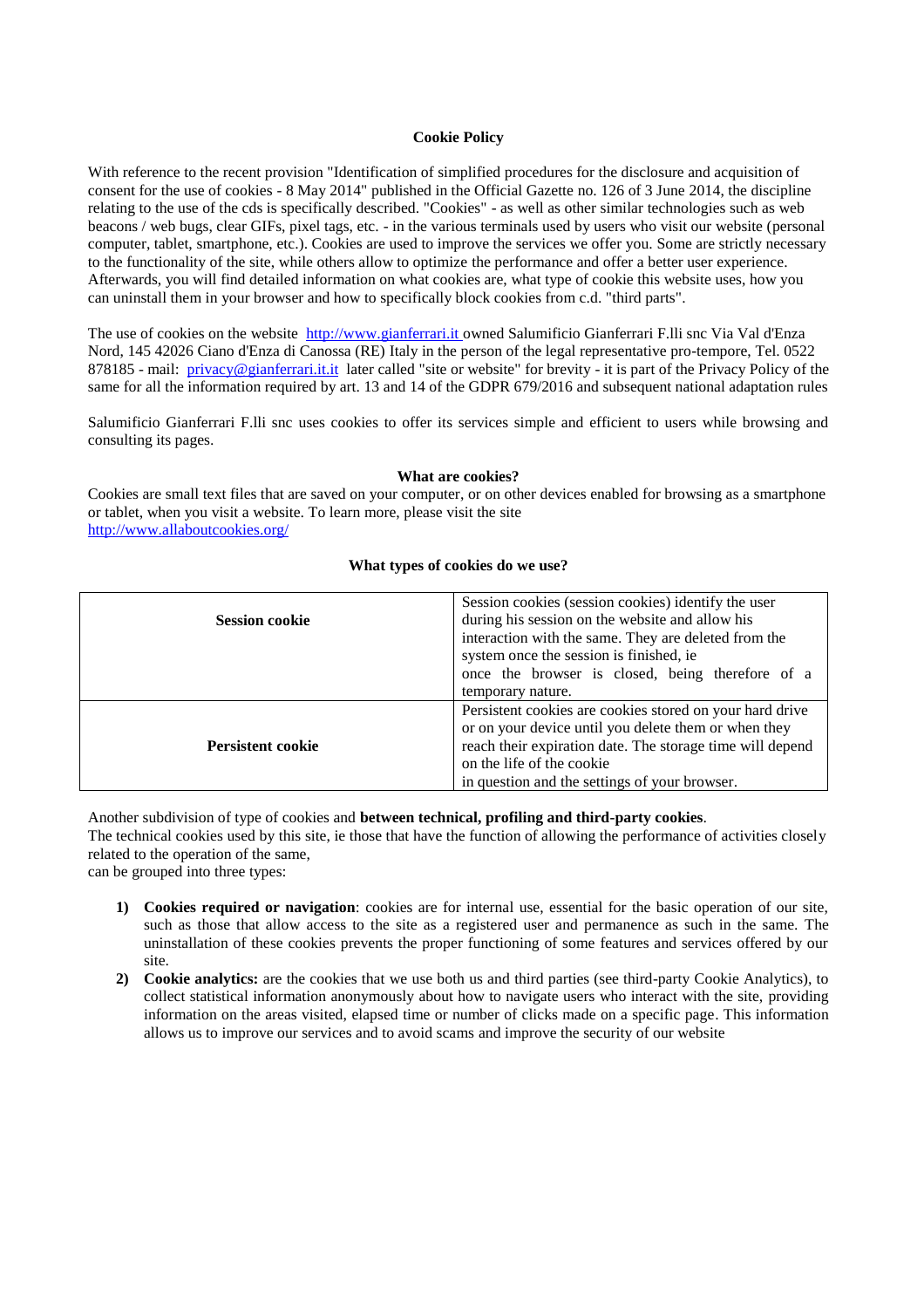## Cookie Policy

With reference to the recent provision "Identification of simplified procedures for the disclosure and acquisition of consent for the use of cookies - 8 May 2014" published in the Official Gazette no. 126 of 3 June 2014, the discipline relating to the use of the cds is specifically described. "Cookies" - as well as other similar technologies such as web beacons / web bugs, clear GIFs, pixel tags, etc. - in the various terminals used by users who visit our website (personal computer, tablet, smartphone, etc.). Cookies are used to improve the services we offer you. Some are strictly necessary to the functionality of the site, while others allow to optimize the performance and offer a better user experience. Afterwards, you will find detailed information on what cookies are, what type of cookie this website uses, how you can uninstall them in your browser and how to specifically block cookies from c.d. "third parts".

The use of cookies on the website http://www.gianferrari.it owned Salumificio Gianferrari F.lli snc Via Val d'Enza Nord, 145 42026 Ciano d'Enza di Canossa (RE) Italy in the person of the legal representative pro-tempore, Tel. 0522 878185 - mail: privacy@gianferrari.it.it later called "site or website" for brevity - it is part of the Privacy Policy of the same for all the information required by art. 13 and 14 of the GDPR 679/2016 and subsequent national adaptation rules

Salumificio Gianferrari F.lli snc uses cookies to offer its services simple and efficient to users while browsing and consulting its pages.

### What are cookies?

Cookies are small text files that are saved on your computer, or on other devices enabled for browsing as a smartphone or tablet, when you visit a website. To learn more, please visit the site http://www.allaboutcookies.org/

### What types of cookies do we use?

| | |
|---|---|
| **Session cookie** | Session cookies (session cookies) identify the user during his session on the website and allow his interaction with the same. They are deleted from the system once the session is finished, ie once the browser is closed, being therefore of a temporary nature. |
| **Persistent cookie** | Persistent cookies are cookies stored on your hard drive or on your device until you delete them or when they reach their expiration date. The storage time will depend on the life of the cookie in question and the settings of your browser. |

Another subdivision of type of cookies and **between technical, profiling and third-party cookies**.

The technical cookies used by this site, ie those that have the function of allowing the performance of activities closely related to the operation of the same,
can be grouped into three types:

1) **Cookies required or navigation**: cookies are for internal use, essential for the basic operation of our site, such as those that allow access to the site as a registered user and permanence as such in the same. The uninstallation of these cookies prevents the proper functioning of some features and services offered by our site.
2) **Cookie analytics:** are the cookies that we use both us and third parties (see third-party Cookie Analytics), to collect statistical information anonymously about how to navigate users who interact with the site, providing information on the areas visited, elapsed time or number of clicks made on a specific page. This information allows us to improve our services and to avoid scams and improve the security of our website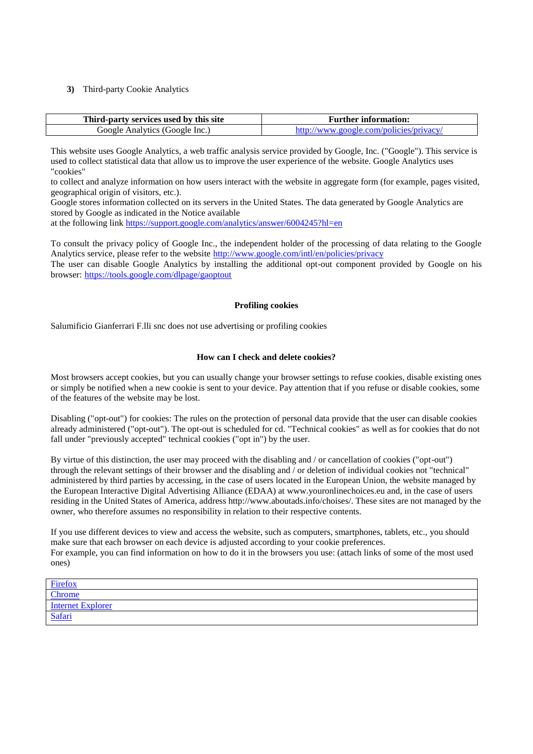**3)** Third-party Cookie Analytics

| Third-party services used by this site | Further information: |
| --- | --- |
| Google Analytics (Google Inc.) | [http://www.google.com/policies/privacy/](http://www.google.com/policies/privacy/) |

This website uses Google Analytics, a web traffic analysis service provided by Google, Inc. ("Google"). This service is used to collect statistical data that allow us to improve the user experience of the website. Google Analytics uses "cookies"
to collect and analyze information on how users interact with the website in aggregate form (for example, pages visited, geographical origin of visitors, etc.).
Google stores information collected on its servers in the United States. The data generated by Google Analytics are stored by Google as indicated in the Notice available
at the following link [https://support.google.com/analytics/answer/6004245?hl=en](https://support.google.com/analytics/answer/6004245?hl=en)

To consult the privacy policy of Google Inc., the independent holder of the processing of data relating to the Google Analytics service, please refer to the website [http://www.google.com/intl/en/policies/privacy](http://www.google.com/intl/en/policies/privacy)
The user can disable Google Analytics by installing the additional opt-out component provided by Google on his browser: [https://tools.google.com/dlpage/gaoptout](https://tools.google.com/dlpage/gaoptout)

**Profiling cookies**

Salumificio Gianferrari F.lli snc does not use advertising or profiling cookies

**How can I check and delete cookies?**

Most browsers accept cookies, but you can usually change your browser settings to refuse cookies, disable existing ones or simply be notified when a new cookie is sent to your device. Pay attention that if you refuse or disable cookies, some of the features of the website may be lost.

Disabling ("opt-out") for cookies: The rules on the protection of personal data provide that the user can disable cookies already administered ("opt-out"). The opt-out is scheduled for cd. "Technical cookies" as well as for cookies that do not fall under "previously accepted" technical cookies ("opt in") by the user.

By virtue of this distinction, the user may proceed with the disabling and / or cancellation of cookies ("opt-out") through the relevant settings of their browser and the disabling and / or deletion of individual cookies not "technical" administered by third parties by accessing, in the case of users located in the European Union, the website managed by the European Interactive Digital Advertising Alliance (EDAA) at www.youronlinechoices.eu and, in the case of users residing in the United States of America, address http://www.aboutads.info/choises/. These sites are not managed by the owner, who therefore assumes no responsibility in relation to their respective contents.

If you use different devices to view and access the website, such as computers, smartphones, tablets, etc., you should make sure that each browser on each device is adjusted according to your cookie preferences.
For example, you can find information on how to do it in the browsers you use: (attach links of some of the most used ones)

| |
| --- |
| Firefox |
| Chrome |
| Internet Explorer |
| Safari |